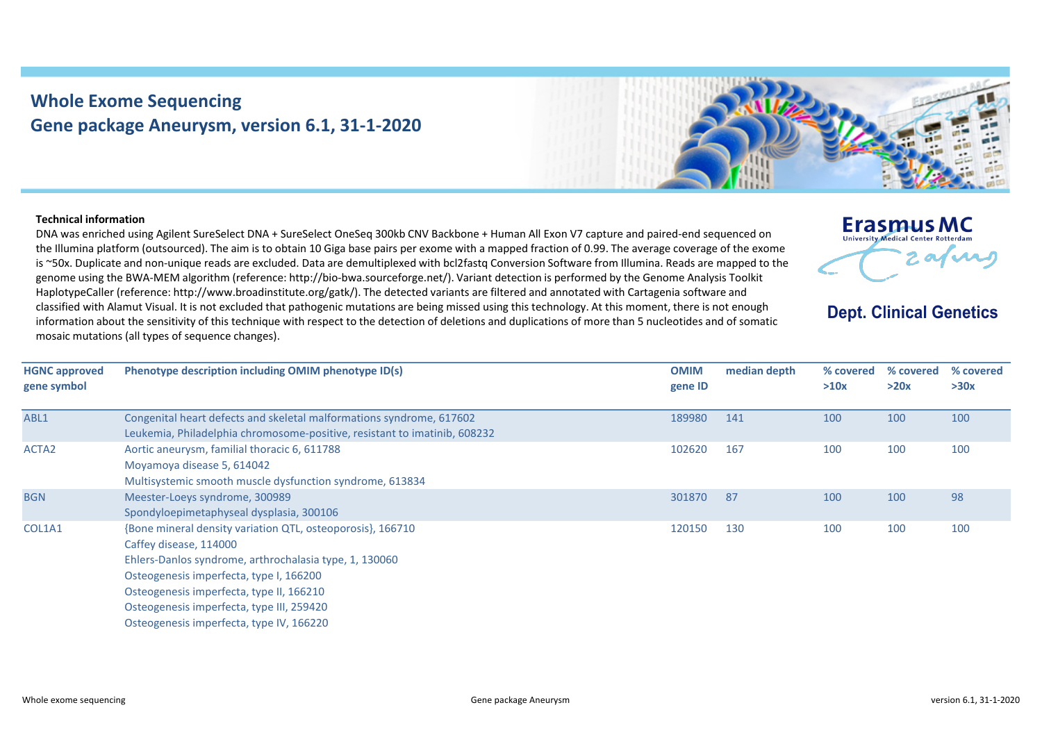# Whole Exome Sequencing
## Gene package Aneurysm, version 6.1, 31-1-2020

**Technical information**

DNA was enriched using Agilent SureSelect DNA + SureSelect OneSeq 300kb CNV Backbone + Human All Exon V7 capture and paired-end sequenced on the Illumina platform (outsourced). The aim is to obtain 10 Giga base pairs per exome with a mapped fraction of 0.99. The average coverage of the exome is ~50x. Duplicate and non-unique reads are excluded. Data are demultiplexed with bcl2fastq Conversion Software from Illumina. Reads are mapped to the genome using the BWA-MEM algorithm (reference: http://bio-bwa.sourceforge.net/). Variant detection is performed by the Genome Analysis Toolkit HaplotypeCaller (reference: http://www.broadinstitute.org/gatk/). The detected variants are filtered and annotated with Cartagenia software and classified with Alamut Visual. It is not excluded that pathogenic mutations are being missed using this technology. At this moment, there is not enough information about the sensitivity of this technique with respect to the detection of deletions and duplications of more than 5 nucleotides and of somatic mosaic mutations (all types of sequence changes).

| HGNC approved gene symbol | Phenotype description including OMIM phenotype ID(s) | OMIM gene ID | median depth | % covered >10x | % covered >20x | % covered >30x |
|---|---|---|---|---|---|---|
| ABL1 | Congenital heart defects and skeletal malformations syndrome, 617602<br>Leukemia, Philadelphia chromosome-positive, resistant to imatinib, 608232 | 189980 | 141 | 100 | 100 | 100 |
| ACTA2 | Aortic aneurysm, familial thoracic 6, 611788<br>Moyamoya disease 5, 614042<br>Multisystemic smooth muscle dysfunction syndrome, 613834 | 102620 | 167 | 100 | 100 | 100 |
| BGN | Meester-Loeys syndrome, 300989<br>Spondyloepimetaphyseal dysplasia, 300106 | 301870 | 87 | 100 | 100 | 98 |
| COL1A1 | {Bone mineral density variation QTL, osteoporosis}, 166710<br>Caffey disease, 114000<br>Ehlers-Danlos syndrome, arthrochalasia type, 1, 130060<br>Osteogenesis imperfecta, type I, 166200<br>Osteogenesis imperfecta, type II, 166210<br>Osteogenesis imperfecta, type III, 259420<br>Osteogenesis imperfecta, type IV, 166220 | 120150 | 130 | 100 | 100 | 100 |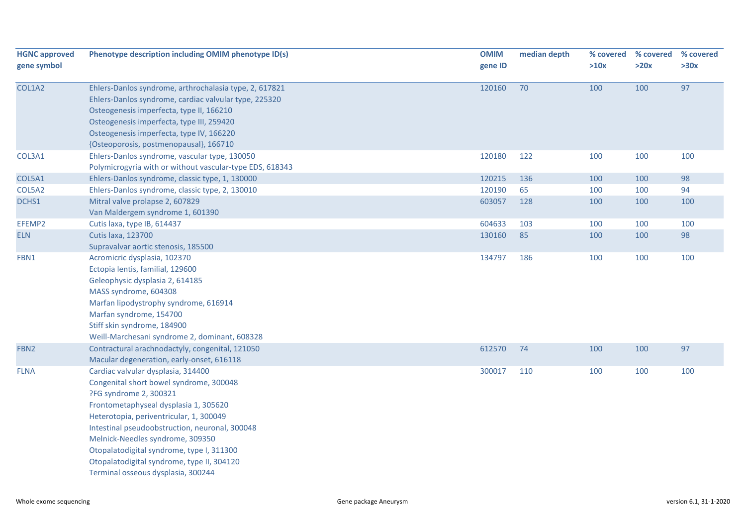| HGNC approved gene symbol | Phenotype description including OMIM phenotype ID(s) | OMIM gene ID | median depth | % covered >10x | % covered >20x | % covered >30x |
|---|---|---|---|---|---|---|
| COL1A2 | Ehlers-Danlos syndrome, arthrochalasia type, 2, 617821<br>Ehlers-Danlos syndrome, cardiac valvular type, 225320<br>Osteogenesis imperfecta, type II, 166210<br>Osteogenesis imperfecta, type III, 259420<br>Osteogenesis imperfecta, type IV, 166220<br>{Osteoporosis, postmenopausal}, 166710 | 120160 | 70 | 100 | 100 | 97 |
| COL3A1 | Ehlers-Danlos syndrome, vascular type, 130050<br>Polymicrogyria with or without vascular-type EDS, 618343 | 120180 | 122 | 100 | 100 | 100 |
| COL5A1 | Ehlers-Danlos syndrome, classic type, 1, 130000 | 120215 | 136 | 100 | 100 | 98 |
| COL5A2 | Ehlers-Danlos syndrome, classic type, 2, 130010 | 120190 | 65 | 100 | 100 | 94 |
| DCHS1 | Mitral valve prolapse 2, 607829<br>Van Maldergem syndrome 1, 601390 | 603057 | 128 | 100 | 100 | 100 |
| EFEMP2 | Cutis laxa, type IB, 614437 | 604633 | 103 | 100 | 100 | 100 |
| ELN | Cutis laxa, 123700<br>Supravalvar aortic stenosis, 185500 | 130160 | 85 | 100 | 100 | 98 |
| FBN1 | Acromicric dysplasia, 102370<br>Ectopia lentis, familial, 129600<br>Geleophysic dysplasia 2, 614185<br>MASS syndrome, 604308<br>Marfan lipodystrophy syndrome, 616914<br>Marfan syndrome, 154700<br>Stiff skin syndrome, 184900<br>Weill-Marchesani syndrome 2, dominant, 608328 | 134797 | 186 | 100 | 100 | 100 |
| FBN2 | Contractural arachnodactyly, congenital, 121050<br>Macular degeneration, early-onset, 616118 | 612570 | 74 | 100 | 100 | 97 |
| FLNA | Cardiac valvular dysplasia, 314400<br>Congenital short bowel syndrome, 300048<br>?FG syndrome 2, 300321<br>Frontometaphyseal dysplasia 1, 305620<br>Heterotopia, periventricular, 1, 300049<br>Intestinal pseudoobstruction, neuronal, 300048<br>Melnick-Needles syndrome, 309350<br>Otopalatodigital syndrome, type I, 311300<br>Otopalatodigital syndrome, type II, 304120<br>Terminal osseous dysplasia, 300244 | 300017 | 110 | 100 | 100 | 100 |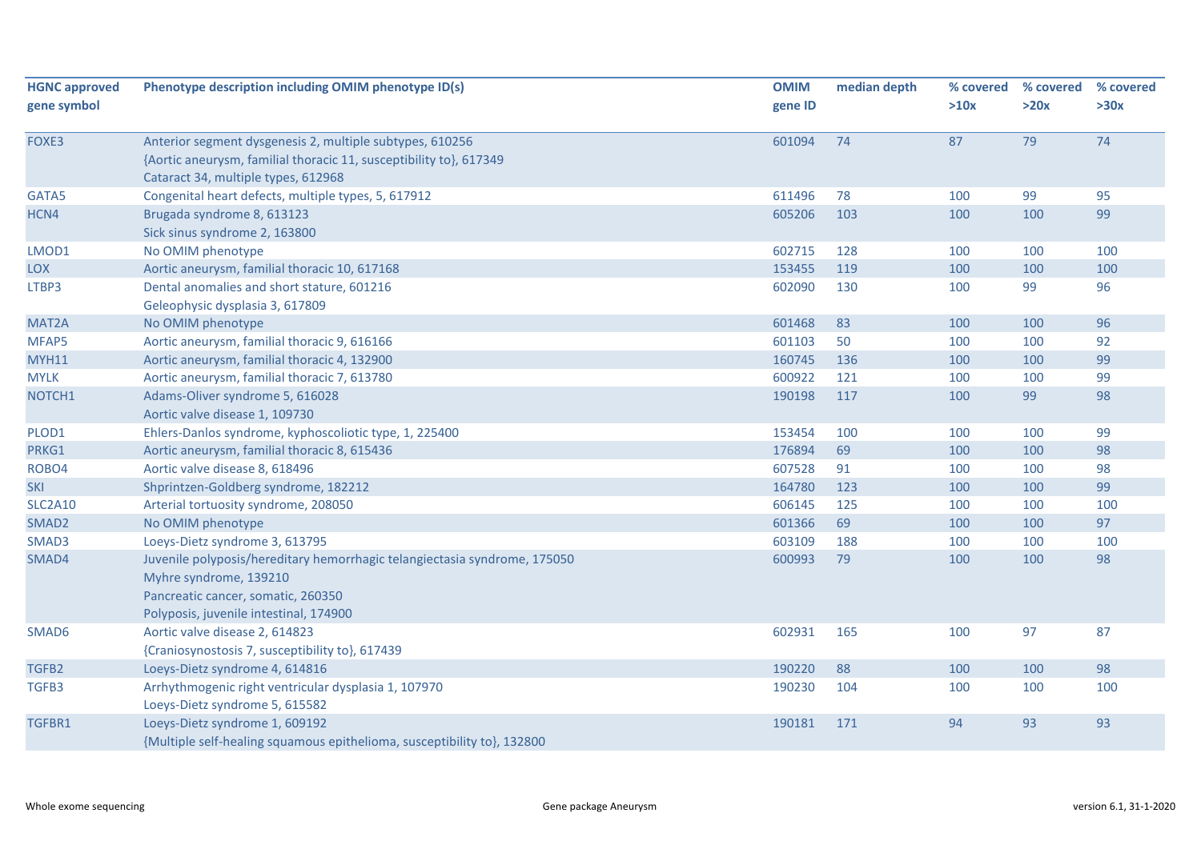| HGNC approved gene symbol | Phenotype description including OMIM phenotype ID(s) | OMIM gene ID | median depth | % covered >10x | % covered >20x | % covered >30x |
|---|---|---|---|---|---|---|
| FOXE3 | Anterior segment dysgenesis 2, multiple subtypes, 610256<br>{Aortic aneurysm, familial thoracic 11, susceptibility to}, 617349<br>Cataract 34, multiple types, 612968 | 601094 | 74 | 87 | 79 | 74 |
| GATA5 | Congenital heart defects, multiple types, 5, 617912 | 611496 | 78 | 100 | 99 | 95 |
| HCN4 | Brugada syndrome 8, 613123<br>Sick sinus syndrome 2, 163800 | 605206 | 103 | 100 | 100 | 99 |
| LMOD1 | No OMIM phenotype | 602715 | 128 | 100 | 100 | 100 |
| LOX | Aortic aneurysm, familial thoracic 10, 617168 | 153455 | 119 | 100 | 100 | 100 |
| LTBP3 | Dental anomalies and short stature, 601216<br>Geleophysic dysplasia 3, 617809 | 602090 | 130 | 100 | 99 | 96 |
| MAT2A | No OMIM phenotype | 601468 | 83 | 100 | 100 | 96 |
| MFAP5 | Aortic aneurysm, familial thoracic 9, 616166 | 601103 | 50 | 100 | 100 | 92 |
| MYH11 | Aortic aneurysm, familial thoracic 4, 132900 | 160745 | 136 | 100 | 100 | 99 |
| MYLK | Aortic aneurysm, familial thoracic 7, 613780 | 600922 | 121 | 100 | 100 | 99 |
| NOTCH1 | Adams-Oliver syndrome 5, 616028<br>Aortic valve disease 1, 109730 | 190198 | 117 | 100 | 99 | 98 |
| PLOD1 | Ehlers-Danlos syndrome, kyphoscoliotic type, 1, 225400 | 153454 | 100 | 100 | 100 | 99 |
| PRKG1 | Aortic aneurysm, familial thoracic 8, 615436 | 176894 | 69 | 100 | 100 | 98 |
| ROBO4 | Aortic valve disease 8, 618496 | 607528 | 91 | 100 | 100 | 98 |
| SKI | Shprintzen-Goldberg syndrome, 182212 | 164780 | 123 | 100 | 100 | 99 |
| SLC2A10 | Arterial tortuosity syndrome, 208050 | 606145 | 125 | 100 | 100 | 100 |
| SMAD2 | No OMIM phenotype | 601366 | 69 | 100 | 100 | 97 |
| SMAD3 | Loeys-Dietz syndrome 3, 613795 | 603109 | 188 | 100 | 100 | 100 |
| SMAD4 | Juvenile polyposis/hereditary hemorrhagic telangiectasia syndrome, 175050<br>Myhre syndrome, 139210<br>Pancreatic cancer, somatic, 260350<br>Polyposis, juvenile intestinal, 174900 | 600993 | 79 | 100 | 100 | 98 |
| SMAD6 | Aortic valve disease 2, 614823<br>{Craniosynostosis 7, susceptibility to}, 617439 | 602931 | 165 | 100 | 97 | 87 |
| TGFB2 | Loeys-Dietz syndrome 4, 614816 | 190220 | 88 | 100 | 100 | 98 |
| TGFB3 | Arrhythmogenic right ventricular dysplasia 1, 107970<br>Loeys-Dietz syndrome 5, 615582 | 190230 | 104 | 100 | 100 | 100 |
| TGFBR1 | Loeys-Dietz syndrome 1, 609192<br>{Multiple self-healing squamous epithelioma, susceptibility to}, 132800 | 190181 | 171 | 94 | 93 | 93 |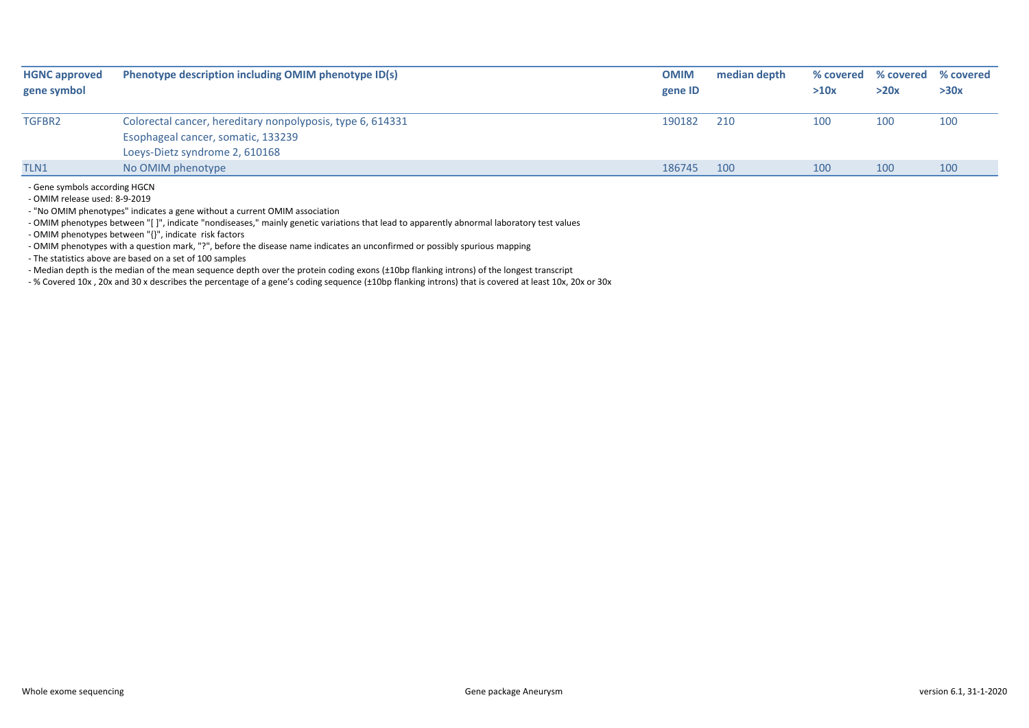| HGNC approved gene symbol | Phenotype description including OMIM phenotype ID(s) | OMIM gene ID | median depth | % covered >10x | % covered >20x | % covered >30x |
|---|---|---|---|---|---|---|
| TGFBR2 | Colorectal cancer, hereditary nonpolyposis, type 6, 614331<br>Esophageal cancer, somatic, 133239<br>Loeys-Dietz syndrome 2, 610168 | 190182 | 210 | 100 | 100 | 100 |
| TLN1 | No OMIM phenotype | 186745 | 100 | 100 | 100 | 100 |

- Gene symbols according HGCN
- OMIM release used: 8-9-2019
- "No OMIM phenotypes" indicates a gene without a current OMIM association
- OMIM phenotypes between "[ ]", indicate "nondiseases," mainly genetic variations that lead to apparently abnormal laboratory test values
- OMIM phenotypes between "{}", indicate risk factors
- OMIM phenotypes with a question mark, "?", before the disease name indicates an unconfirmed or possibly spurious mapping
- The statistics above are based on a set of 100 samples
- Median depth is the median of the mean sequence depth over the protein coding exons (±10bp flanking introns) of the longest transcript
- % Covered 10x , 20x and 30 x describes the percentage of a gene's coding sequence (±10bp flanking introns) that is covered at least 10x, 20x or 30x